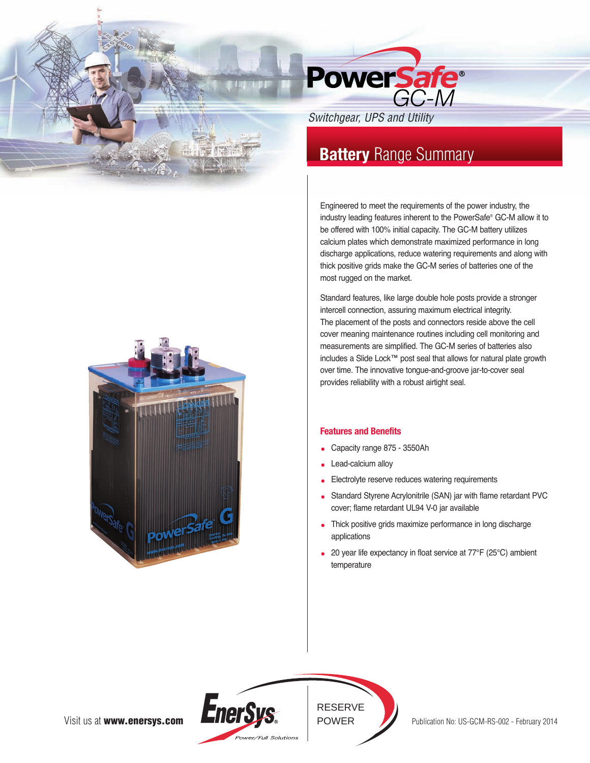# PowerSafe® GC-M

*Switchgear, UPS and Utility*

## **Battery** Range Summary

Engineered to meet the requirements of the power industry, the industry leading features inherent to the PowerSafe® GC-M allow it to be offered with 100% initial capacity. The GC-M battery utilizes calcium plates which demonstrate maximized performance in long discharge applications, reduce watering requirements and along with thick positive grids make the GC-M series of batteries one of the most rugged on the market.

Standard features, like large double hole posts provide a stronger intercell connection, assuring maximum electrical integrity. The placement of the posts and connectors reside above the cell cover meaning maintenance routines including cell monitoring and measurements are simplified. The GC-M series of batteries also includes a Slide Lock™ post seal that allows for natural plate growth over time. The innovative tongue-and-groove jar-to-cover seal provides reliability with a robust airtight seal.

### Features and Benefits

- Capacity range 875 - 3550Ah
- Lead-calcium alloy
- Electrolyte reserve reduces watering requirements
- Standard Styrene Acrylonitrile (SAN) jar with flame retardant PVC cover; flame retardant UL94 V-0 jar available
- Thick positive grids maximize performance in long discharge applications
- 20 year life expectancy in float service at 77°F (25°C) ambient temperature

Visit us at **www.enersys.com**

EnerSys® Power/Full Solutions

RESERVE POWER

Publication No: US-GCM-RS-002 - February 2014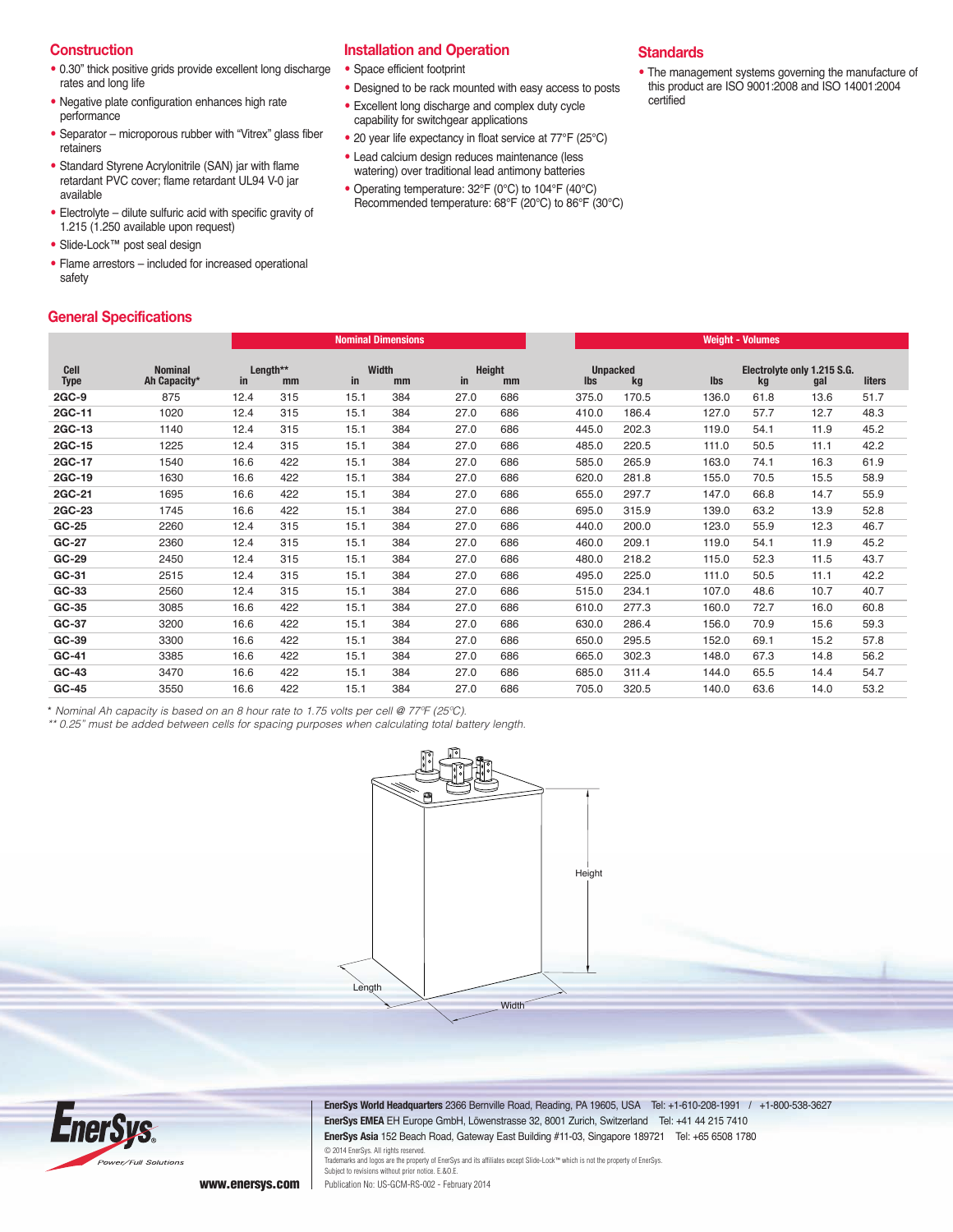## Construction

- 0.30" thick positive grids provide excellent long discharge rates and long life
- Negative plate configuration enhances high rate performance
- Separator – microporous rubber with "Vitrex" glass fiber retainers
- Standard Styrene Acrylonitrile (SAN) jar with flame retardant PVC cover; flame retardant UL94 V-0 jar available
- Electrolyte – dilute sulfuric acid with specific gravity of 1.215 (1.250 available upon request)
- Slide-Lock™ post seal design
- Flame arrestors – included for increased operational safety

## Installation and Operation

- Space efficient footprint
- Designed to be rack mounted with easy access to posts
- Excellent long discharge and complex duty cycle capability for switchgear applications
- 20 year life expectancy in float service at 77°F (25°C)
- Lead calcium design reduces maintenance (less watering) over traditional lead antimony batteries
- Operating temperature: 32°F (0°C) to 104°F (40°C)
  Recommended temperature: 68°F (20°C) to 86°F (30°C)

## Standards

- The management systems governing the manufacture of this product are ISO 9001:2008 and ISO 14001:2004 certified

## General Specifications

| | | Nominal Dimensions | | | | | | Weight - Volumes | | | | | |
|---|---|---|---|---|---|---|---|---|---|---|---|---|---|
| Cell Type | Nominal Ah Capacity* | Length** in | Length** mm | Width in | Width mm | Height in | Height mm | Unpacked lbs | Unpacked kg | Electrolyte only 1.215 S.G. lbs | kg | gal | liters |
| 2GC-9 | 875 | 12.4 | 315 | 15.1 | 384 | 27.0 | 686 | 375.0 | 170.5 | 136.0 | 61.8 | 13.6 | 51.7 |
| 2GC-11 | 1020 | 12.4 | 315 | 15.1 | 384 | 27.0 | 686 | 410.0 | 186.4 | 127.0 | 57.7 | 12.7 | 48.3 |
| 2GC-13 | 1140 | 12.4 | 315 | 15.1 | 384 | 27.0 | 686 | 445.0 | 202.3 | 119.0 | 54.1 | 11.9 | 45.2 |
| 2GC-15 | 1225 | 12.4 | 315 | 15.1 | 384 | 27.0 | 686 | 485.0 | 220.5 | 111.0 | 50.5 | 11.1 | 42.2 |
| 2GC-17 | 1540 | 16.6 | 422 | 15.1 | 384 | 27.0 | 686 | 585.0 | 265.9 | 163.0 | 74.1 | 16.3 | 61.9 |
| 2GC-19 | 1630 | 16.6 | 422 | 15.1 | 384 | 27.0 | 686 | 620.0 | 281.8 | 155.0 | 70.5 | 15.5 | 58.9 |
| 2GC-21 | 1695 | 16.6 | 422 | 15.1 | 384 | 27.0 | 686 | 655.0 | 297.7 | 147.0 | 66.8 | 14.7 | 55.9 |
| 2GC-23 | 1745 | 16.6 | 422 | 15.1 | 384 | 27.0 | 686 | 695.0 | 315.9 | 139.0 | 63.2 | 13.9 | 52.8 |
| GC-25 | 2260 | 12.4 | 315 | 15.1 | 384 | 27.0 | 686 | 440.0 | 200.0 | 123.0 | 55.9 | 12.3 | 46.7 |
| GC-27 | 2360 | 12.4 | 315 | 15.1 | 384 | 27.0 | 686 | 460.0 | 209.1 | 119.0 | 54.1 | 11.9 | 45.2 |
| GC-29 | 2450 | 12.4 | 315 | 15.1 | 384 | 27.0 | 686 | 480.0 | 218.2 | 115.0 | 52.3 | 11.5 | 43.7 |
| GC-31 | 2515 | 12.4 | 315 | 15.1 | 384 | 27.0 | 686 | 495.0 | 225.0 | 111.0 | 50.5 | 11.1 | 42.2 |
| GC-33 | 2560 | 12.4 | 315 | 15.1 | 384 | 27.0 | 686 | 515.0 | 234.1 | 107.0 | 48.6 | 10.7 | 40.7 |
| GC-35 | 3085 | 16.6 | 422 | 15.1 | 384 | 27.0 | 686 | 610.0 | 277.3 | 160.0 | 72.7 | 16.0 | 60.8 |
| GC-37 | 3200 | 16.6 | 422 | 15.1 | 384 | 27.0 | 686 | 630.0 | 286.4 | 156.0 | 70.9 | 15.6 | 59.3 |
| GC-39 | 3300 | 16.6 | 422 | 15.1 | 384 | 27.0 | 686 | 650.0 | 295.5 | 152.0 | 69.1 | 15.2 | 57.8 |
| GC-41 | 3385 | 16.6 | 422 | 15.1 | 384 | 27.0 | 686 | 665.0 | 302.3 | 148.0 | 67.3 | 14.8 | 56.2 |
| GC-43 | 3470 | 16.6 | 422 | 15.1 | 384 | 27.0 | 686 | 685.0 | 311.4 | 144.0 | 65.5 | 14.4 | 54.7 |
| GC-45 | 3550 | 16.6 | 422 | 15.1 | 384 | 27.0 | 686 | 705.0 | 320.5 | 140.0 | 63.6 | 14.0 | 53.2 |

*\* Nominal Ah capacity is based on an 8 hour rate to 1.75 volts per cell @ 77°F (25°C).*
*\*\* 0.25" must be added between cells for spacing purposes when calculating total battery length.*

Height

Length

Width

EnerSys
Power/Full Solutions

www.enersys.com

**EnerSys World Headquarters** 2366 Bernville Road, Reading, PA 19605, USA Tel: +1-610-208-1991 / +1-800-538-3627
**EnerSys EMEA** EH Europe GmbH, Löwenstrasse 32, 8001 Zurich, Switzerland Tel: +41 44 215 7410
**EnerSys Asia** 152 Beach Road, Gateway East Building #11-03, Singapore 189721 Tel: +65 6508 1780

© 2014 EnerSys. All rights reserved.
Trademarks and logos are the property of EnerSys and its affiliates except Slide-Lock™ which is not the property of EnerSys.
Subject to revisions without prior notice. E.&O.E.

Publication No: US-GCM-RS-002 - February 2014